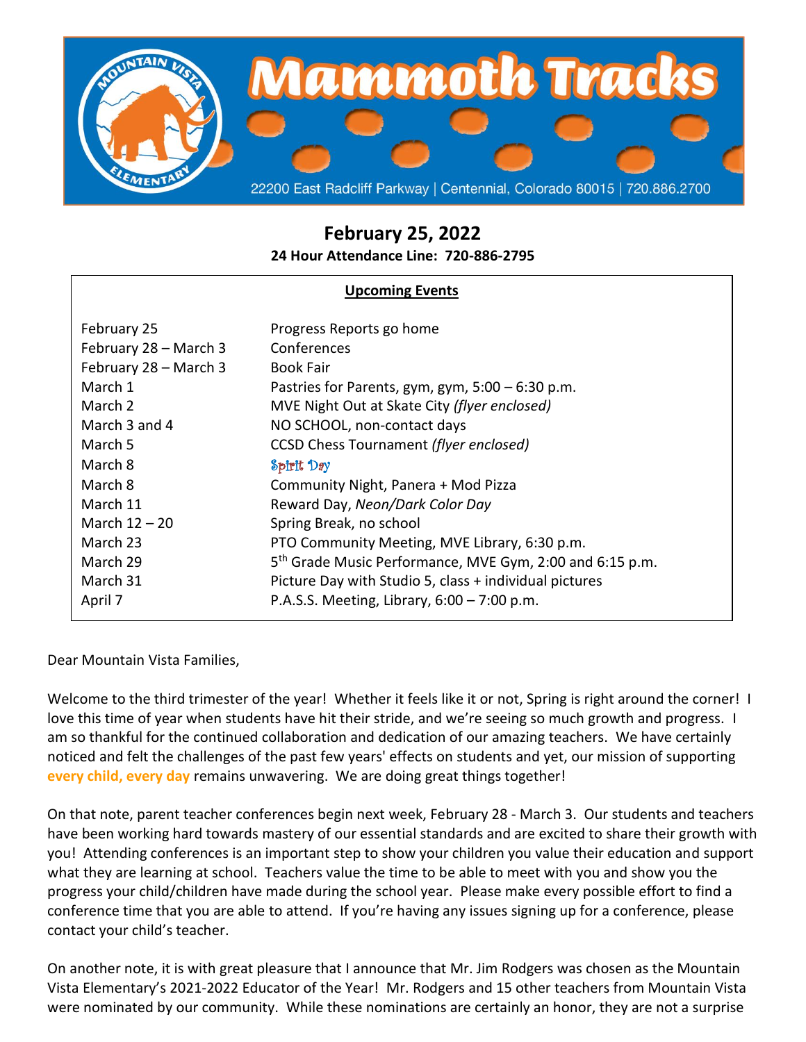# Mammoth Tracks

Mountain Vista Elementary

22200 East Radcliff Parkway | Centennial, Colorado 80015 | 720.886.2700

## February 25, 2022

**24 Hour Attendance Line: 720-886-2795**

**Upcoming Events**

| | |
|---|---|
| February 25 | Progress Reports go home |
| February 28 – March 3 | Conferences |
| February 28 – March 3 | Book Fair |
| March 1 | Pastries for Parents, gym, gym, 5:00 – 6:30 p.m. |
| March 2 | MVE Night Out at Skate City *(flyer enclosed)* |
| March 3 and 4 | NO SCHOOL, non-contact days |
| March 5 | CCSD Chess Tournament *(flyer enclosed)* |
| March 8 | Spirit Day |
| March 8 | Community Night, Panera + Mod Pizza |
| March 11 | Reward Day, *Neon/Dark Color Day* |
| March 12 – 20 | Spring Break, no school |
| March 23 | PTO Community Meeting, MVE Library, 6:30 p.m. |
| March 29 | 5th Grade Music Performance, MVE Gym, 2:00 and 6:15 p.m. |
| March 31 | Picture Day with Studio 5, class + individual pictures |
| April 7 | P.A.S.S. Meeting, Library, 6:00 – 7:00 p.m. |

Dear Mountain Vista Families,

Welcome to the third trimester of the year! Whether it feels like it or not, Spring is right around the corner! I love this time of year when students have hit their stride, and we're seeing so much growth and progress. I am so thankful for the continued collaboration and dedication of our amazing teachers. We have certainly noticed and felt the challenges of the past few years' effects on students and yet, our mission of supporting **every child, every day** remains unwavering. We are doing great things together!

On that note, parent teacher conferences begin next week, February 28 - March 3. Our students and teachers have been working hard towards mastery of our essential standards and are excited to share their growth with you! Attending conferences is an important step to show your children you value their education and support what they are learning at school. Teachers value the time to be able to meet with you and show you the progress your child/children have made during the school year. Please make every possible effort to find a conference time that you are able to attend. If you're having any issues signing up for a conference, please contact your child's teacher.

On another note, it is with great pleasure that I announce that Mr. Jim Rodgers was chosen as the Mountain Vista Elementary's 2021-2022 Educator of the Year! Mr. Rodgers and 15 other teachers from Mountain Vista were nominated by our community. While these nominations are certainly an honor, they are not a surprise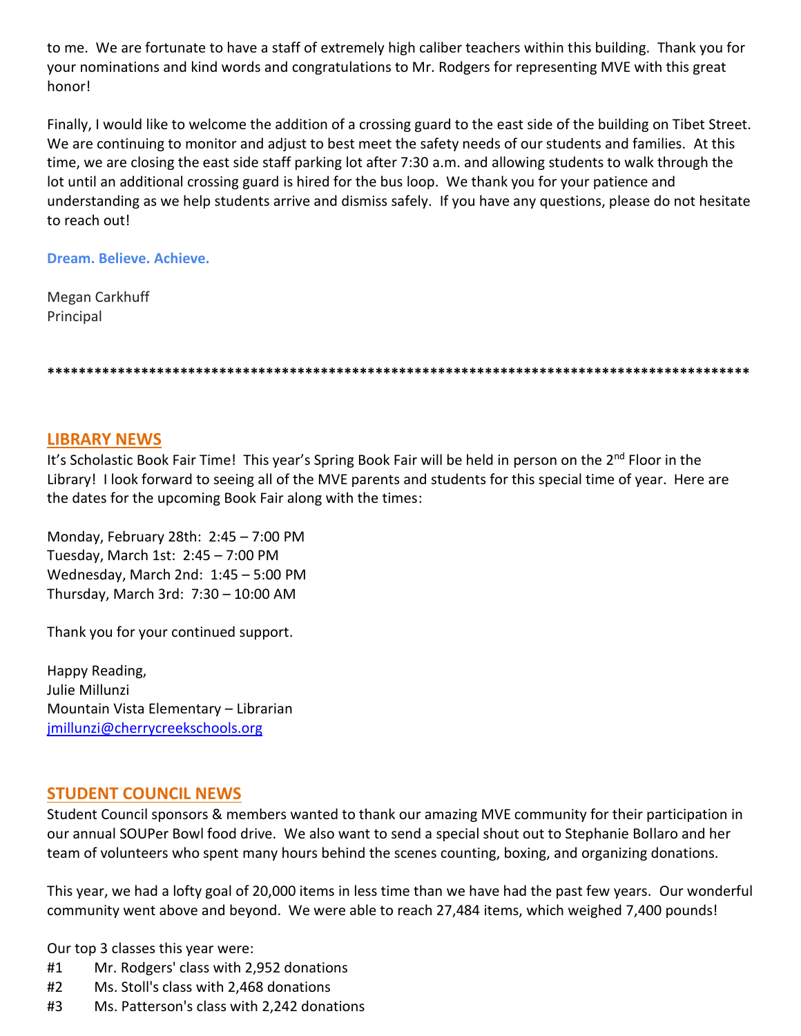to me. We are fortunate to have a staff of extremely high caliber teachers within this building. Thank you for your nominations and kind words and congratulations to Mr. Rodgers for representing MVE with this great honor!

Finally, I would like to welcome the addition of a crossing guard to the east side of the building on Tibet Street. We are continuing to monitor and adjust to best meet the safety needs of our students and families. At this time, we are closing the east side staff parking lot after 7:30 a.m. and allowing students to walk through the lot until an additional crossing guard is hired for the bus loop. We thank you for your patience and understanding as we help students arrive and dismiss safely. If you have any questions, please do not hesitate to reach out!

**Dream. Believe. Achieve.**

Megan Carkhuff
Principal

*******************************************************************************************

## LIBRARY NEWS

It's Scholastic Book Fair Time! This year's Spring Book Fair will be held in person on the 2nd Floor in the Library! I look forward to seeing all of the MVE parents and students for this special time of year. Here are the dates for the upcoming Book Fair along with the times:

Monday, February 28th: 2:45 – 7:00 PM
Tuesday, March 1st: 2:45 – 7:00 PM
Wednesday, March 2nd: 1:45 – 5:00 PM
Thursday, March 3rd: 7:30 – 10:00 AM

Thank you for your continued support.

Happy Reading,
Julie Millunzi
Mountain Vista Elementary – Librarian
jmillunzi@cherrycreekschools.org

## STUDENT COUNCIL NEWS

Student Council sponsors & members wanted to thank our amazing MVE community for their participation in our annual SOUPer Bowl food drive. We also want to send a special shout out to Stephanie Bollaro and her team of volunteers who spent many hours behind the scenes counting, boxing, and organizing donations.

This year, we had a lofty goal of 20,000 items in less time than we have had the past few years. Our wonderful community went above and beyond. We were able to reach 27,484 items, which weighed 7,400 pounds!

Our top 3 classes this year were:

#1 Mr. Rodgers' class with 2,952 donations
#2 Ms. Stoll's class with 2,468 donations
#3 Ms. Patterson's class with 2,242 donations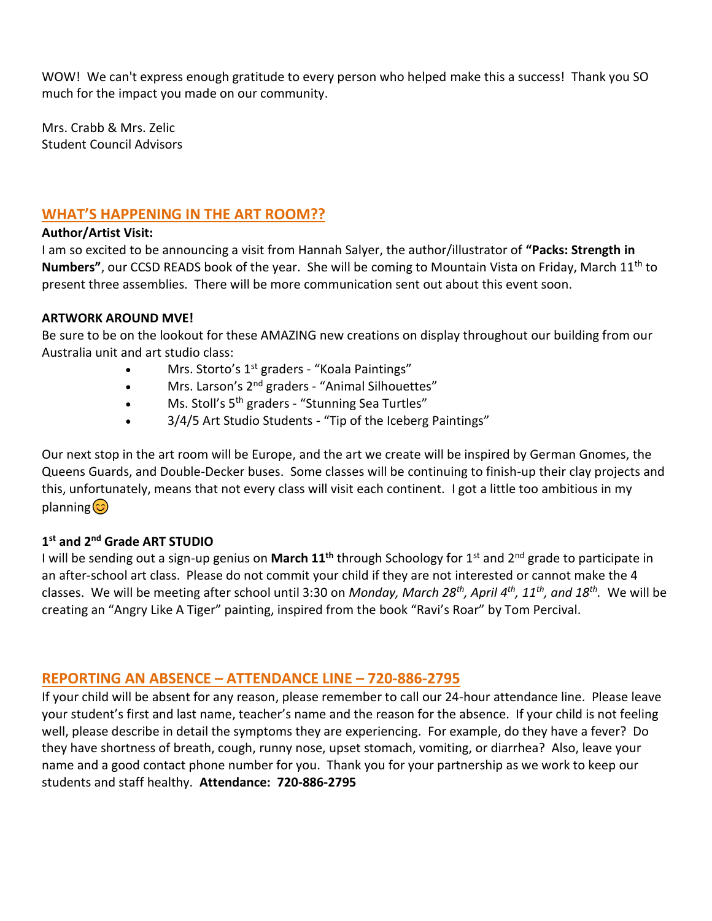WOW! We can't express enough gratitude to every person who helped make this a success! Thank you SO much for the impact you made on our community.

Mrs. Crabb & Mrs. Zelic
Student Council Advisors

## WHAT'S HAPPENING IN THE ART ROOM??

**Author/Artist Visit:**
I am so excited to be announcing a visit from Hannah Salyer, the author/illustrator of **"Packs: Strength in Numbers"**, our CCSD READS book of the year. She will be coming to Mountain Vista on Friday, March 11th to present three assemblies. There will be more communication sent out about this event soon.

**ARTWORK AROUND MVE!**
Be sure to be on the lookout for these AMAZING new creations on display throughout our building from our Australia unit and art studio class:

- Mrs. Storto's 1st graders - "Koala Paintings"
- Mrs. Larson's 2nd graders - "Animal Silhouettes"
- Ms. Stoll's 5th graders - "Stunning Sea Turtles"
- 3/4/5 Art Studio Students - "Tip of the Iceberg Paintings"

Our next stop in the art room will be Europe, and the art we create will be inspired by German Gnomes, the Queens Guards, and Double-Decker buses. Some classes will be continuing to finish-up their clay projects and this, unfortunately, means that not every class will visit each continent. I got a little too ambitious in my planning😊

**1st and 2nd Grade ART STUDIO**
I will be sending out a sign-up genius on **March 11th** through Schoology for 1st and 2nd grade to participate in an after-school art class. Please do not commit your child if they are not interested or cannot make the 4 classes. We will be meeting after school until 3:30 on *Monday, March 28th, April 4th, 11th, and 18th.* We will be creating an "Angry Like A Tiger" painting, inspired from the book "Ravi's Roar" by Tom Percival.

## REPORTING AN ABSENCE – ATTENDANCE LINE – 720-886-2795

If your child will be absent for any reason, please remember to call our 24-hour attendance line. Please leave your student's first and last name, teacher's name and the reason for the absence. If your child is not feeling well, please describe in detail the symptoms they are experiencing. For example, do they have a fever? Do they have shortness of breath, cough, runny nose, upset stomach, vomiting, or diarrhea? Also, leave your name and a good contact phone number for you. Thank you for your partnership as we work to keep our students and staff healthy. **Attendance: 720-886-2795**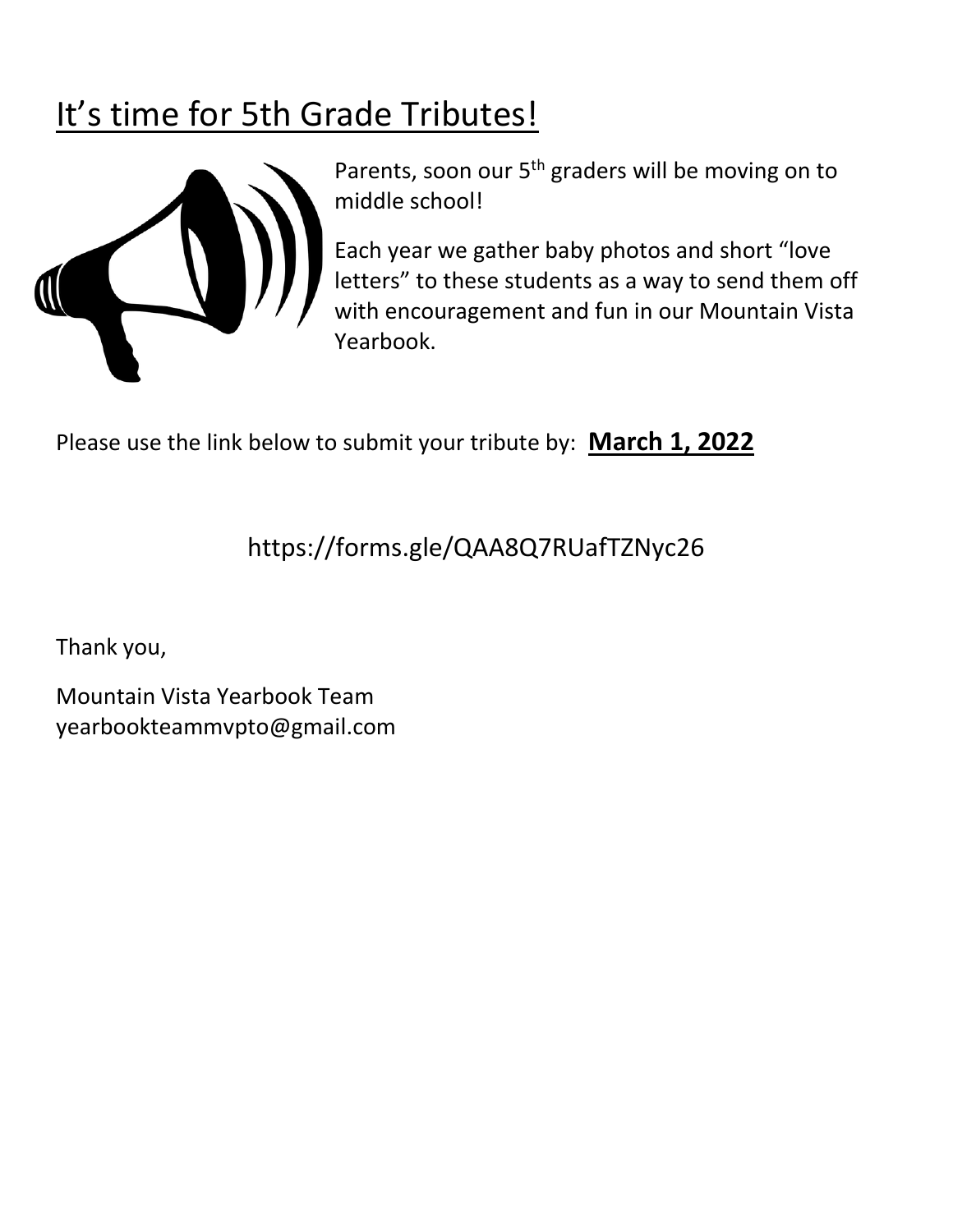# It's time for 5th Grade Tributes!

Parents, soon our 5th graders will be moving on to middle school!

Each year we gather baby photos and short "love letters" to these students as a way to send them off with encouragement and fun in our Mountain Vista Yearbook.

Please use the link below to submit your tribute by: **March 1, 2022**

https://forms.gle/QAA8Q7RUafTZNyc26

Thank you,

Mountain Vista Yearbook Team
yearbookteammvpto@gmail.com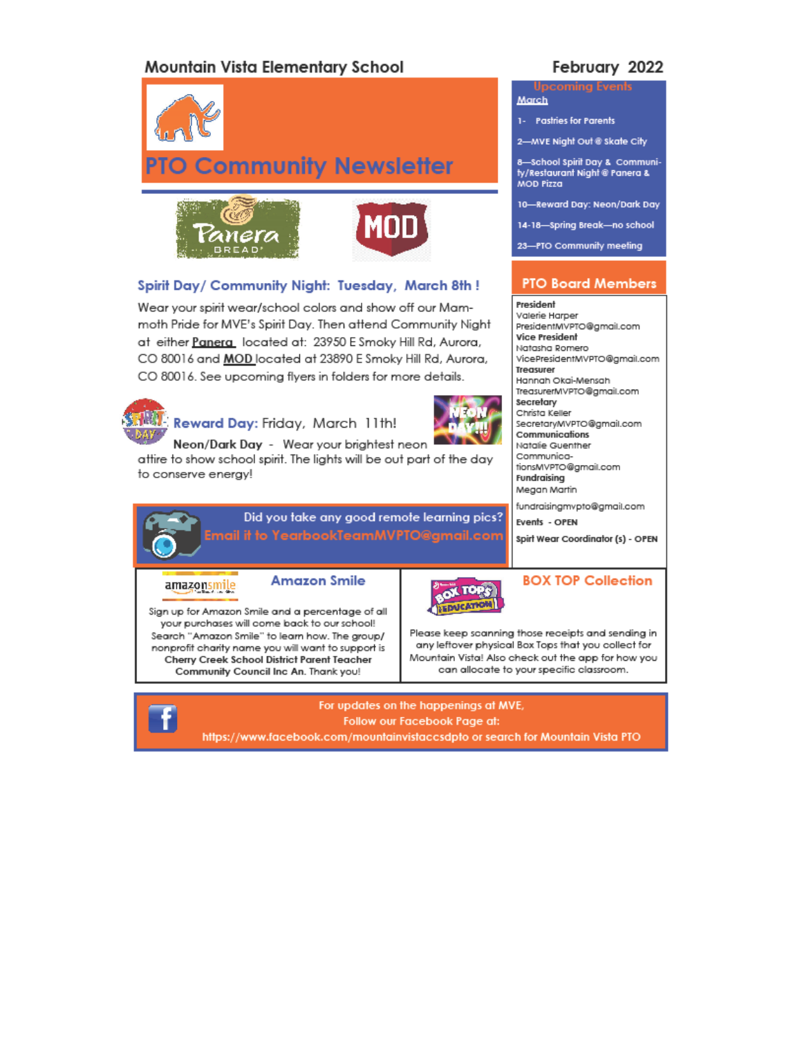# Mountain Vista Elementary School

February 2022

## PTO Community Newsletter

### Spirit Day/ Community Night: Tuesday, March 8th !

Wear your spirit wear/school colors and show off our Mammoth Pride for MVE's Spirit Day. Then attend Community Night at either Panera located at: 23950 E Smoky Hill Rd, Aurora, CO 80016 and MOD located at 23890 E Smoky Hill Rd, Aurora, CO 80016. See upcoming flyers in folders for more details.

### Reward Day: Friday, March 11th!

**Neon/Dark Day** - Wear your brightest neon attire to show school spirit. The lights will be out part of the day to conserve energy!

Did you take any good remote learning pics?
Email it to YearbookTeamMVPTO@gmail.com

### Upcoming Events

**March**

- 1- Pastries for Parents
- 2—MVE Night Out @ Skate City
- 8—School Spirit Day & Community/Restaurant Night @ Panera & MOD Pizza
- 10—Reward Day: Neon/Dark Day
- 14-18—Spring Break—no school
- 23—PTO Community meeting

### PTO Board Members

**President**
Valerie Harper
PresidentMVPTO@gmail.com

**Vice President**
Natasha Romero
VicePresidentMVPTO@gmail.com

**Treasurer**
Hannah Okai-Mensah
TreasurerMVPTO@gmail.com

**Secretary**
Christa Keller
SecretaryMVPTO@gmail.com

**Communications**
Natalie Guenther
CommunicationsMVPTO@gmail.com

**Fundraising**
Megan Martin
fundraisingmvpto@gmail.com

**Events** - OPEN

**Spirt Wear Coordinator (s)** - OPEN

### Amazon Smile

Sign up for Amazon Smile and a percentage of all your purchases will come back to our school! Search "Amazon Smile" to learn how. The group/nonprofit charity name you will want to support is **Cherry Creek School District Parent Teacher Community Council Inc An.** Thank you!

### BOX TOP Collection

Please keep scanning those receipts and sending in any leftover physical Box Tops that you collect for Mountain Vista! Also check out the app for how you can allocate to your specific classroom.

For updates on the happenings at MVE,
Follow our Facebook Page at:
https://www.facebook.com/mountainvistaccsdpto or search for Mountain Vista PTO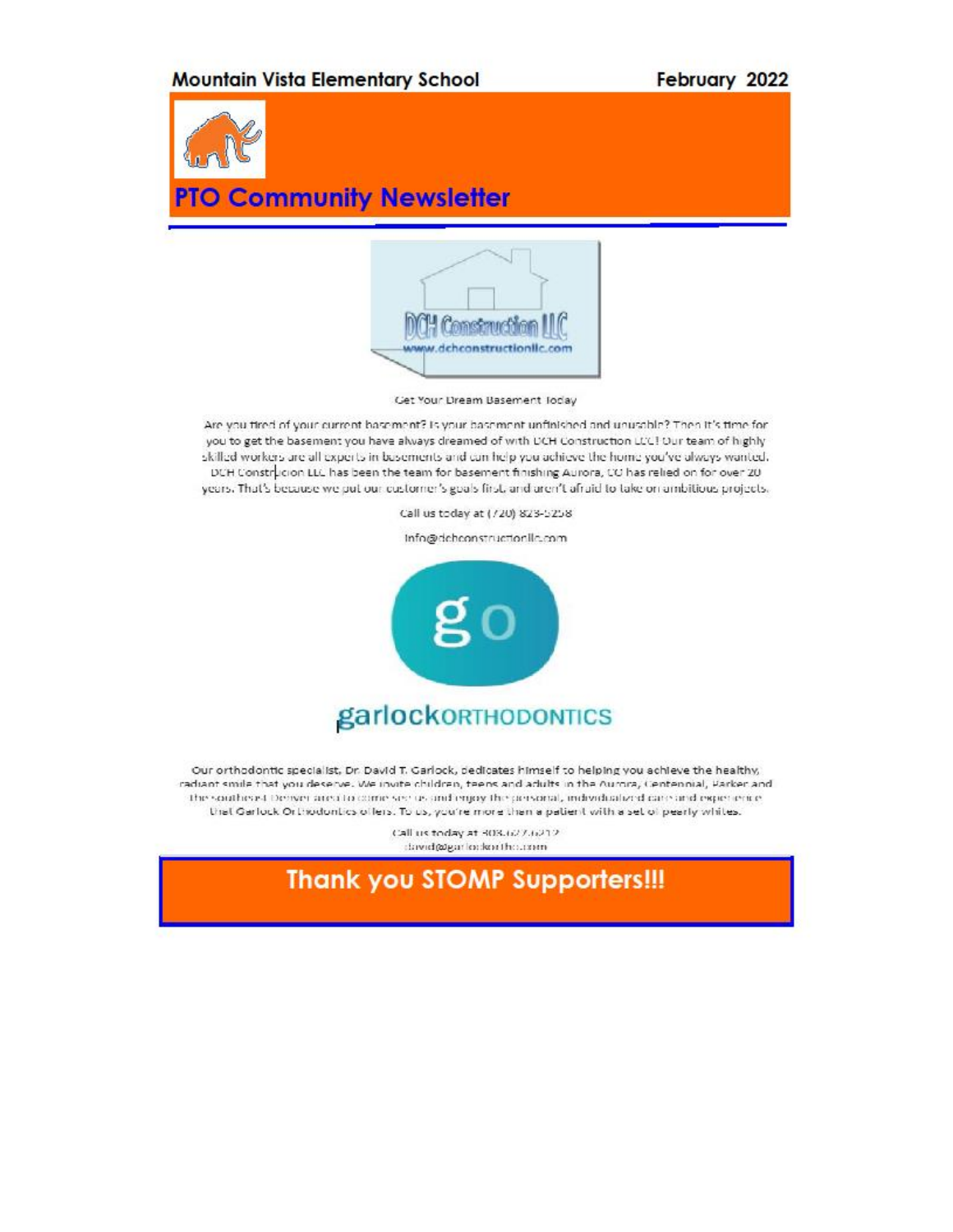**Mountain Vista Elementary School** **February 2022**

## PTO Community Newsletter

DCH Construction LLC
www.dchconstructionllc.com

Get Your Dream Basement Today

Are you tired of your current basement? Is your basement unfinished and unusable? Then it's time for you to get the basement you have always dreamed of with DCH Construction LLC! Our team of highly skilled workers are all experts in basements and can help you achieve the home you've always wanted. DCH Construcion LLC has been the team for basement finishing Aurora, CO has relied on for over 20 years. That's because we put our customer's goals first, and aren't afraid to take on ambitious projects.

Call us today at (720) 823-5258

Info@dchconstructionllc.com

go

garlockORTHODONTICS

Our orthodontic specialist, Dr. David T. Garlock, dedicates himself to helping you achieve the healthy, radiant smile that you deserve. We invite children, teens and adults in the Aurora, Centennial, Parker and the southeast Denver area to come see us and enjoy the personal, individualized care and experience that Garlock Orthodontics offers. To us, you're more than a patient with a set of pearly whites.

Call us today at 303.627.6212
david@garlockortho.com

## Thank you STOMP Supporters!!!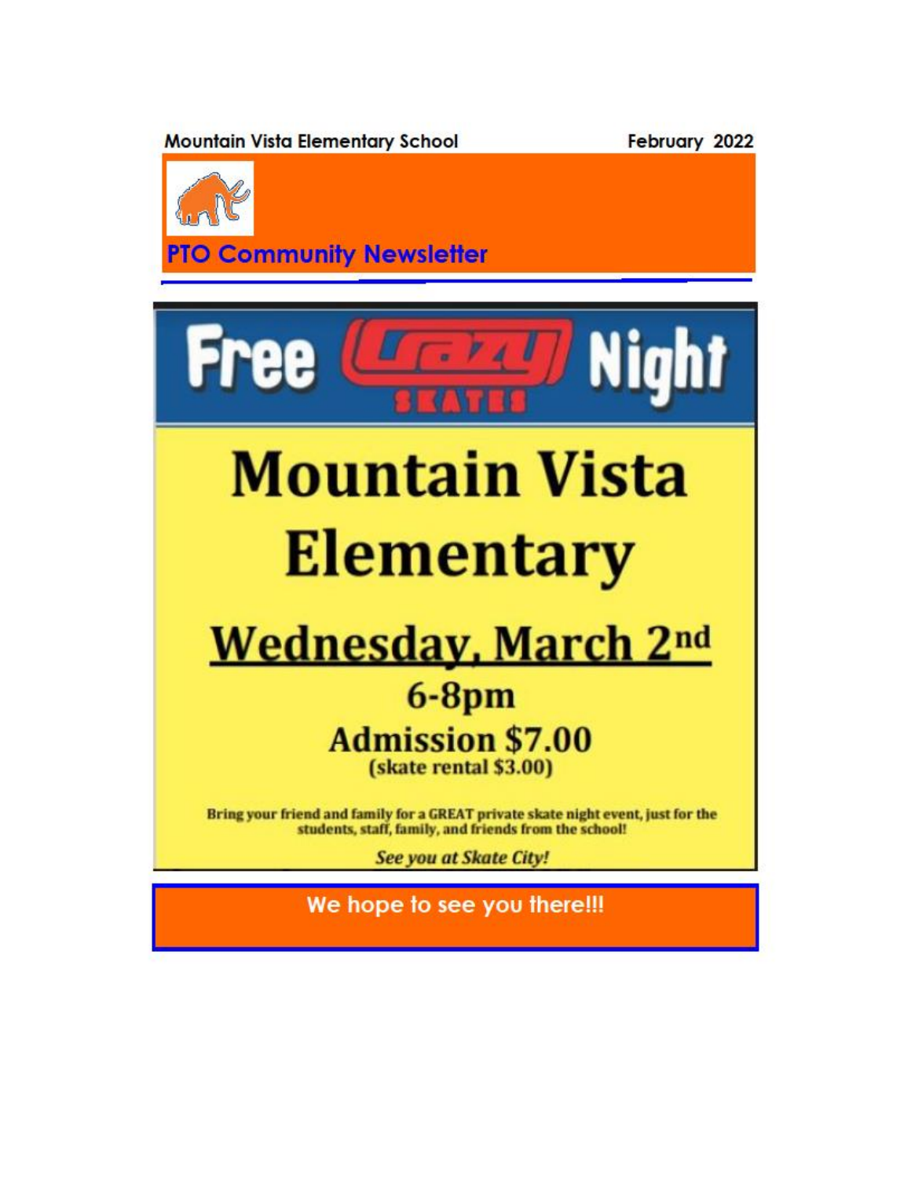Mountain Vista Elementary School February 2022

PTO Community Newsletter

# Free Crazy Skates Night

# Mountain Vista Elementary

## Wednesday, March 2nd

### 6-8pm

### Admission $7.00

(skate rental $3.00)

**Bring your friend and family for a GREAT private skate night event, just for the students, staff, family, and friends from the school!**

***See you at Skate City!***

**We hope to see you there!!!**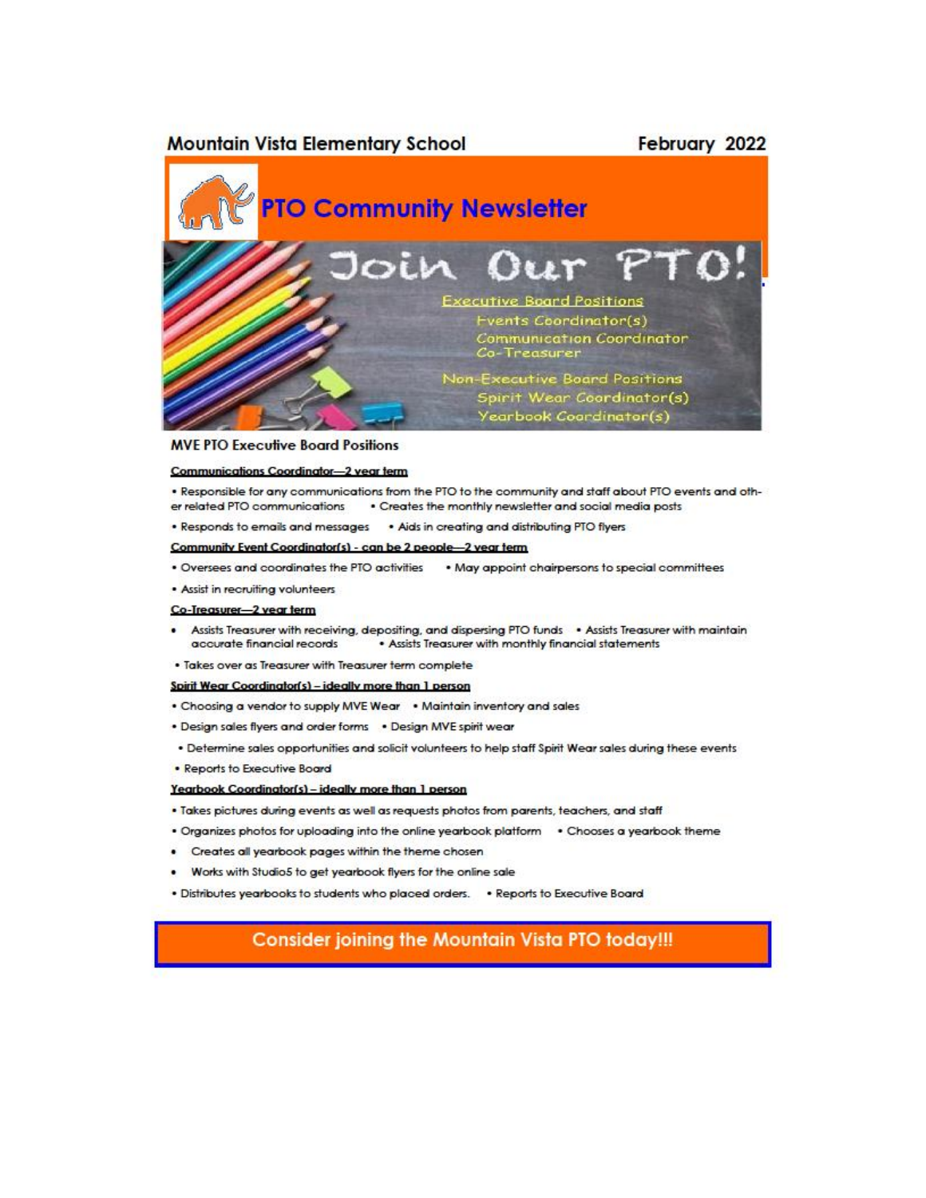**Mountain Vista Elementary School** **February 2022**

# PTO Community Newsletter

## Join Our PTO!

Executive Board Positions

- Events Coordinator(s)
- Communication Coordinator
- Co-Treasurer

Non-Executive Board Positions

- Spirit Wear Coordinator(s)
- Yearbook Coordinator(s)

### MVE PTO Executive Board Positions

**Communications Coordinator—2 year term**

- Responsible for any communications from the PTO to the community and staff about PTO events and other related PTO communications
- Creates the monthly newsletter and social media posts
- Responds to emails and messages
- Aids in creating and distributing PTO flyers

**Community Event Coordinator(s) - can be 2 people—2 year term**

- Oversees and coordinates the PTO activities
- May appoint chairpersons to special committees
- Assist in recruiting volunteers

**Co-Treasurer—2 year term**

- Assists Treasurer with receiving, depositing, and dispersing PTO funds
- Assists Treasurer with maintain accurate financial records
- Assists Treasurer with monthly financial statements
- Takes over as Treasurer with Treasurer term complete

**Spirit Wear Coordinator(s) – ideally more than 1 person**

- Choosing a vendor to supply MVE Wear
- Maintain inventory and sales
- Design sales flyers and order forms
- Design MVE spirit wear
- Determine sales opportunities and solicit volunteers to help staff Spirit Wear sales during these events
- Reports to Executive Board

**Yearbook Coordinator(s) – ideally more than 1 person**

- Takes pictures during events as well as requests photos from parents, teachers, and staff
- Organizes photos for uploading into the online yearbook platform
- Chooses a yearbook theme
- Creates all yearbook pages within the theme chosen
- Works with Studio5 to get yearbook flyers for the online sale
- Distributes yearbooks to students who placed orders.
- Reports to Executive Board

**Consider joining the Mountain Vista PTO today!!!**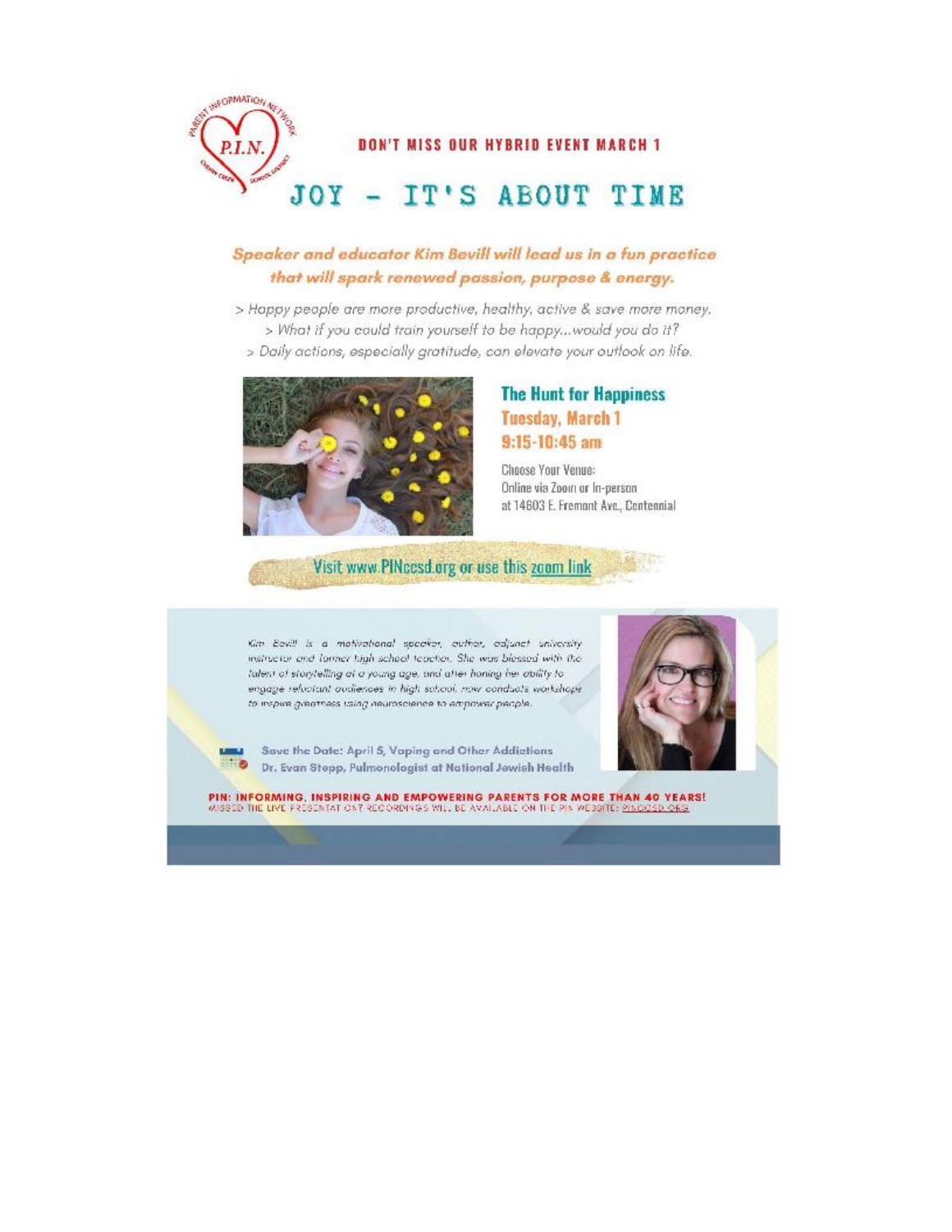PARENT INFORMATION NETWORK P.I.N. CHERRY CREEK SCHOOL DISTRICT

**DON'T MISS OUR HYBRID EVENT MARCH 1**

# JOY - IT'S ABOUT TIME

***Speaker and educator Kim Bevill will lead us in a fun practice that will spark renewed passion, purpose & energy.***

*> Happy people are more productive, healthy, active & save more money.*
*> What if you could train yourself to be happy...would you do it?*
*> Daily actions, especially gratitude, can elevate your outlook on life.*

**The Hunt for Happiness**
**Tuesday, March 1**
**9:15-10:45 am**

Choose Your Venue:
Online via Zoom or In-person
at 14603 E. Fremont Ave., Centennial

Visit www.PINccsd.org or use this zoom link

*Kim Bevill is a motivational speaker, author, adjunct university instructor and former high school teacher. She was blessed with the talent of storytelling at a young age, and after honing her ability to engage reluctant audiences in high school, now conducts workshops to inspire greatness using neuroscience to empower people.*

**Save the Date: April 5, Vaping and Other Addictions**
**Dr. Evan Stepp, Pulmonologist at National Jewish Health**

**PIN: INFORMING, INSPIRING AND EMPOWERING PARENTS FOR MORE THAN 40 YEARS!**
MISSED THE LIVE PRESENTATION? RECORDINGS WILL BE AVAILABLE ON THE PIN WEBSITE: PINCCSD.ORG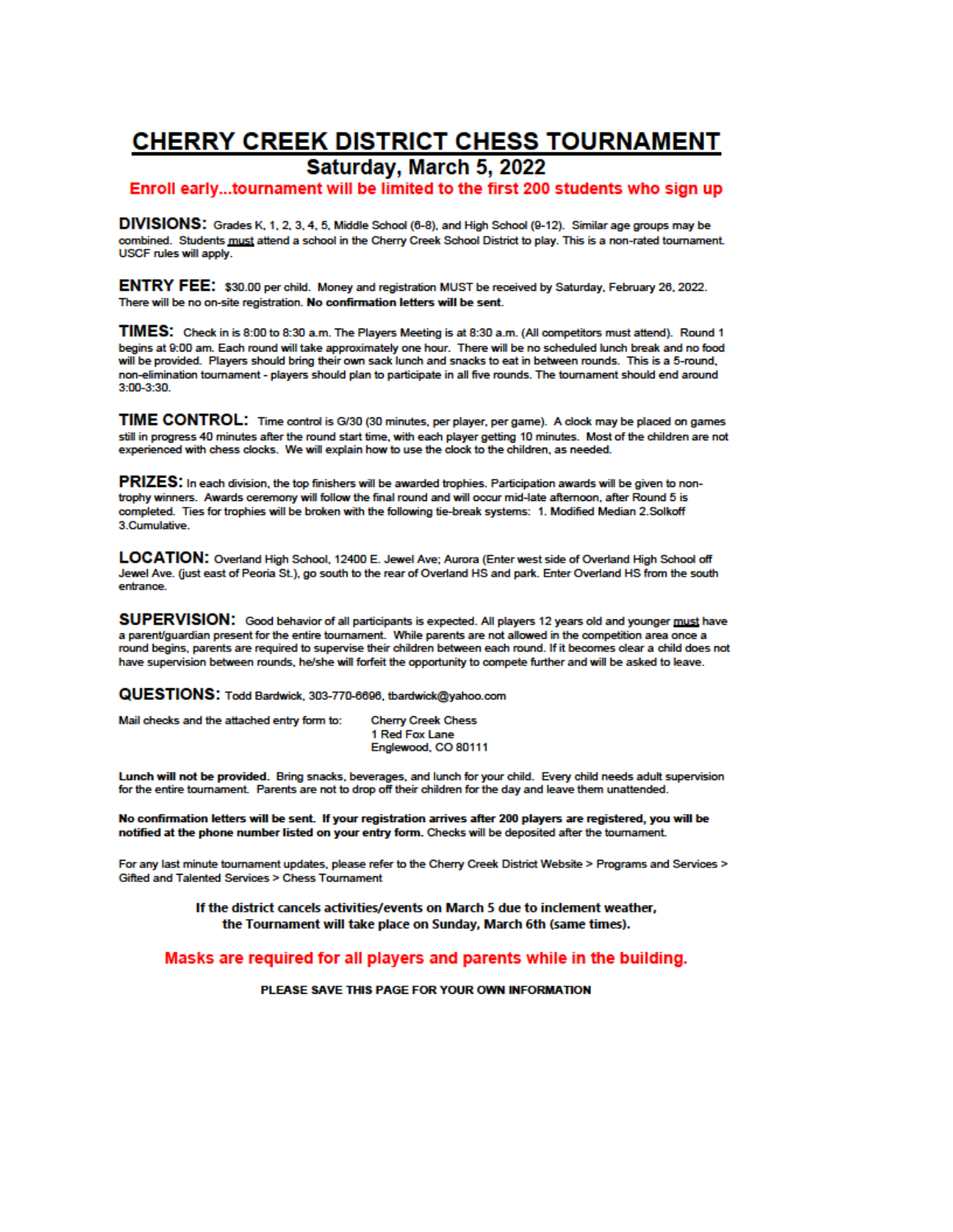# CHERRY CREEK DISTRICT CHESS TOURNAMENT

## Saturday, March 5, 2022

**Enroll early...tournament will be limited to the first 200 students who sign up**

**DIVISIONS:** Grades K, 1, 2, 3, 4, 5, Middle School (6-8), and High School (9-12). Similar age groups may be combined. Students must attend a school in the Cherry Creek School District to play. This is a non-rated tournament. USCF rules will apply.

**ENTRY FEE:** $30.00 per child. Money and registration MUST be received by Saturday, February 26, 2022. There will be no on-site registration. **No confirmation letters will be sent.**

**TIMES:** Check in is 8:00 to 8:30 a.m. The Players Meeting is at 8:30 a.m. (All competitors must attend). Round 1 begins at 9:00 am. Each round will take approximately one hour. There will be no scheduled lunch break and no food will be provided. Players should bring their own sack lunch and snacks to eat in between rounds. This is a 5-round, non-elimination tournament - players should plan to participate in all five rounds. The tournament should end around 3:00-3:30.

**TIME CONTROL:** Time control is G/30 (30 minutes, per player, per game). A clock may be placed on games still in progress 40 minutes after the round start time, with each player getting 10 minutes. Most of the children are not experienced with chess clocks. We will explain how to use the clock to the children, as needed.

**PRIZES:** In each division, the top finishers will be awarded trophies. Participation awards will be given to non-trophy winners. Awards ceremony will follow the final round and will occur mid-late afternoon, after Round 5 is completed. Ties for trophies will be broken with the following tie-break systems: 1. Modified Median 2.Solkoff 3.Cumulative.

**LOCATION:** Overland High School, 12400 E. Jewel Ave; Aurora (Enter west side of Overland High School off Jewel Ave. (just east of Peoria St.), go south to the rear of Overland HS and park. Enter Overland HS from the south entrance.

**SUPERVISION:** Good behavior of all participants is expected. All players 12 years old and younger must have a parent/guardian present for the entire tournament. While parents are not allowed in the competition area once a round begins, parents are required to supervise their children between each round. If it becomes clear a child does not have supervision between rounds, he/she will forfeit the opportunity to compete further and will be asked to leave.

**QUESTIONS:** Todd Bardwick, 303-770-6696, tbardwick@yahoo.com

Mail checks and the attached entry form to:

Cherry Creek Chess
1 Red Fox Lane
Englewood, CO 80111

**Lunch will not be provided.** Bring snacks, beverages, and lunch for your child. Every child needs adult supervision for the entire tournament. Parents are not to drop off their children for the day and leave them unattended.

**No confirmation letters will be sent. If your registration arrives after 200 players are registered, you will be notified at the phone number listed on your entry form.** Checks will be deposited after the tournament.

For any last minute tournament updates, please refer to the Cherry Creek District Website > Programs and Services > Gifted and Talented Services > Chess Tournament

If the district cancels activities/events on March 5 due to inclement weather, the Tournament will take place on Sunday, March 6th (same times).

**Masks are required for all players and parents while in the building.**

**PLEASE SAVE THIS PAGE FOR YOUR OWN INFORMATION**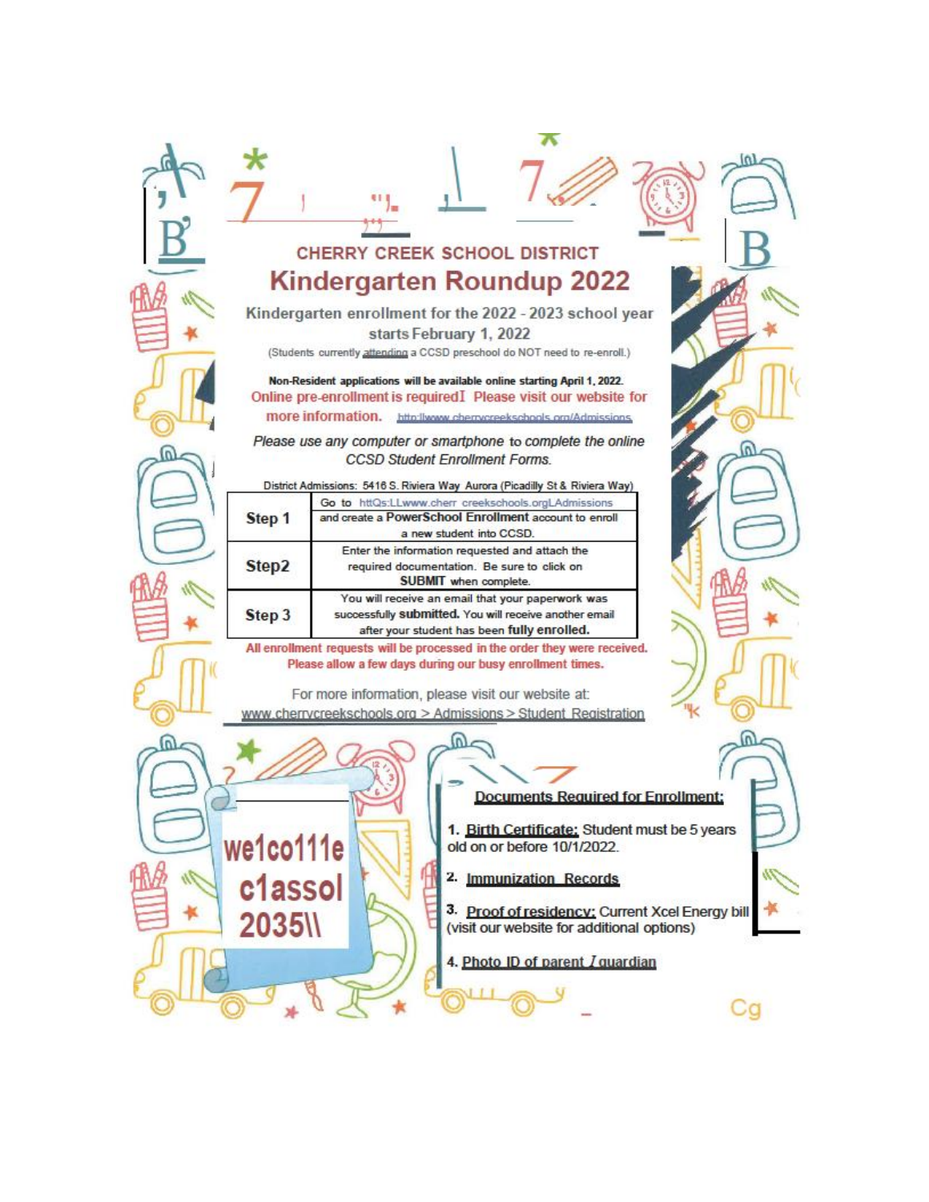## CHERRY CREEK SCHOOL DISTRICT

# Kindergarten Roundup 2022

### Kindergarten enrollment for the 2022 - 2023 school year starts February 1, 2022

(Students currently attending a CCSD preschool do NOT need to re-enroll.)

**Non-Resident applications will be available online starting April 1, 2022.**

Online pre-enrollment is required! Please visit our website for more information. http://www.cherrycreekschools.org/Admissions

*Please use any computer or smartphone to complete the online CCSD Student Enrollment Forms.*

District Admissions: 5416 S. Riviera Way Aurora (Picadilly St & Riviera Way)

| | |
|---|---|
| **Step 1** | Go to https://www.cherrycreekschools.org/Admissions and create a **PowerSchool Enrollment** account to enroll a new student into CCSD. |
| **Step2** | Enter the information requested and attach the required documentation. Be sure to click on **SUBMIT** when complete. |
| **Step 3** | You will receive an email that your paperwork was successfully **submitted.** You will receive another email after your student has been **fully enrolled.** |

All enrollment requests will be processed in the order they were received. Please allow a few days during our busy enrollment times.

For more information, please visit our website at: www.cherrycreekschools.org > Admissions > Student Registration

welcome class of 2035!

**Documents Required for Enrollment:**

1. **Birth Certificate:** Student must be 5 years old on or before 10/1/2022.
2. **Immunization Records**
3. **Proof of residency:** Current Xcel Energy bill (visit our website for additional options)
4. **Photo ID of parent / guardian**